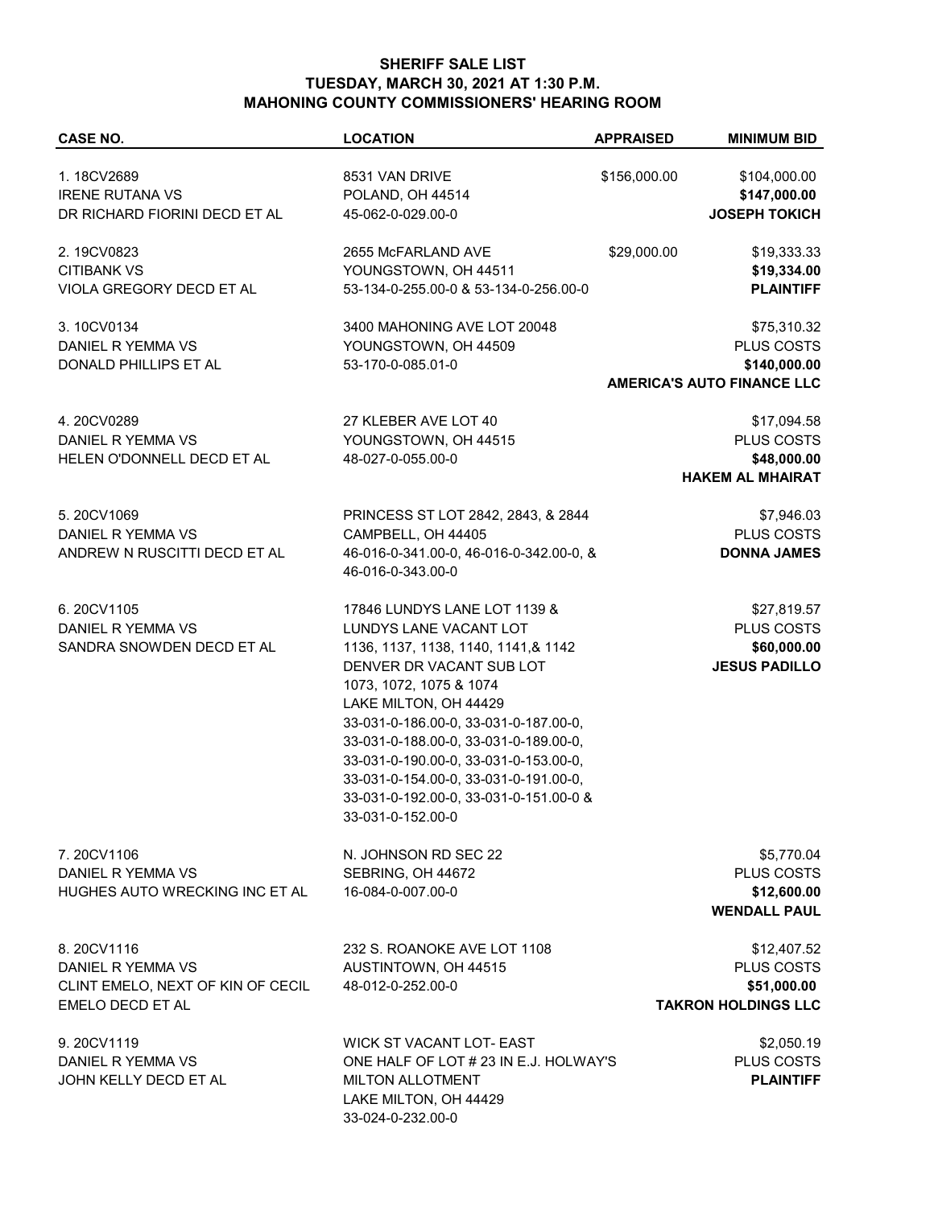**SHERIFF SALE LIST**
**TUESDAY, MARCH 30, 2021 AT 1:30 P.M.**
**MAHONING COUNTY COMMISSIONERS' HEARING ROOM**

| CASE NO. | LOCATION | APPRAISED | MINIMUM BID |
|---|---|---|---|
| 1. 18CV2689<br>IRENE RUTANA VS<br>DR RICHARD FIORINI DECD ET AL | 8531 VAN DRIVE<br>POLAND, OH 44514<br>45-062-0-029.00-0 | $156,000.00 | $104,000.00<br>**$147,000.00**<br>**JOSEPH TOKICH** |
| 2. 19CV0823<br>CITIBANK VS<br>VIOLA GREGORY DECD ET AL | 2655 McFARLAND AVE<br>YOUNGSTOWN, OH 44511<br>53-134-0-255.00-0 & 53-134-0-256.00-0 | $29,000.00 | $19,333.33<br>**$19,334.00**<br>**PLAINTIFF** |
| 3. 10CV0134<br>DANIEL R YEMMA VS<br>DONALD PHILLIPS ET AL | 3400 MAHONING AVE LOT 20048<br>YOUNGSTOWN, OH 44509<br>53-170-0-085.01-0 | | $75,310.32<br>PLUS COSTS<br>**$140,000.00**<br>**AMERICA'S AUTO FINANCE LLC** |
| 4. 20CV0289<br>DANIEL R YEMMA VS<br>HELEN O'DONNELL DECD ET AL | 27 KLEBER AVE LOT 40<br>YOUNGSTOWN, OH 44515<br>48-027-0-055.00-0 | | $17,094.58<br>PLUS COSTS<br>**$48,000.00**<br>**HAKEM AL MHAIRAT** |
| 5. 20CV1069<br>DANIEL R YEMMA VS<br>ANDREW N RUSCITTI DECD ET AL | PRINCESS ST LOT 2842, 2843, & 2844<br>CAMPBELL, OH 44405<br>46-016-0-341.00-0, 46-016-0-342.00-0, &<br>46-016-0-343.00-0 | | $7,946.03<br>PLUS COSTS<br>**DONNA JAMES** |
| 6. 20CV1105<br>DANIEL R YEMMA VS<br>SANDRA SNOWDEN DECD ET AL | 17846 LUNDYS LANE LOT 1139 &<br>LUNDYS LANE VACANT LOT<br>1136, 1137, 1138, 1140, 1141,& 1142<br>DENVER DR VACANT SUB LOT<br>1073, 1072, 1075 & 1074<br>LAKE MILTON, OH 44429<br>33-031-0-186.00-0, 33-031-0-187.00-0,<br>33-031-0-188.00-0, 33-031-0-189.00-0,<br>33-031-0-190.00-0, 33-031-0-153.00-0,<br>33-031-0-154.00-0, 33-031-0-191.00-0,<br>33-031-0-192.00-0, 33-031-0-151.00-0 &<br>33-031-0-152.00-0 | | $27,819.57<br>PLUS COSTS<br>**$60,000.00**<br>**JESUS PADILLO** |
| 7. 20CV1106<br>DANIEL R YEMMA VS<br>HUGHES AUTO WRECKING INC ET AL | N. JOHNSON RD SEC 22<br>SEBRING, OH 44672<br>16-084-0-007.00-0 | | $5,770.04<br>PLUS COSTS<br>**$12,600.00**<br>**WENDALL PAUL** |
| 8. 20CV1116<br>DANIEL R YEMMA VS<br>CLINT EMELO, NEXT OF KIN OF CECIL<br>EMELO DECD ET AL | 232 S. ROANOKE AVE LOT 1108<br>AUSTINTOWN, OH 44515<br>48-012-0-252.00-0 | | $12,407.52<br>PLUS COSTS<br>**$51,000.00**<br>**TAKRON HOLDINGS LLC** |
| 9. 20CV1119<br>DANIEL R YEMMA VS<br>JOHN KELLY DECD ET AL | WICK ST VACANT LOT- EAST<br>ONE HALF OF LOT # 23 IN E.J. HOLWAY'S<br>MILTON ALLOTMENT<br>LAKE MILTON, OH 44429<br>33-024-0-232.00-0 | | $2,050.19<br>PLUS COSTS<br>**PLAINTIFF** |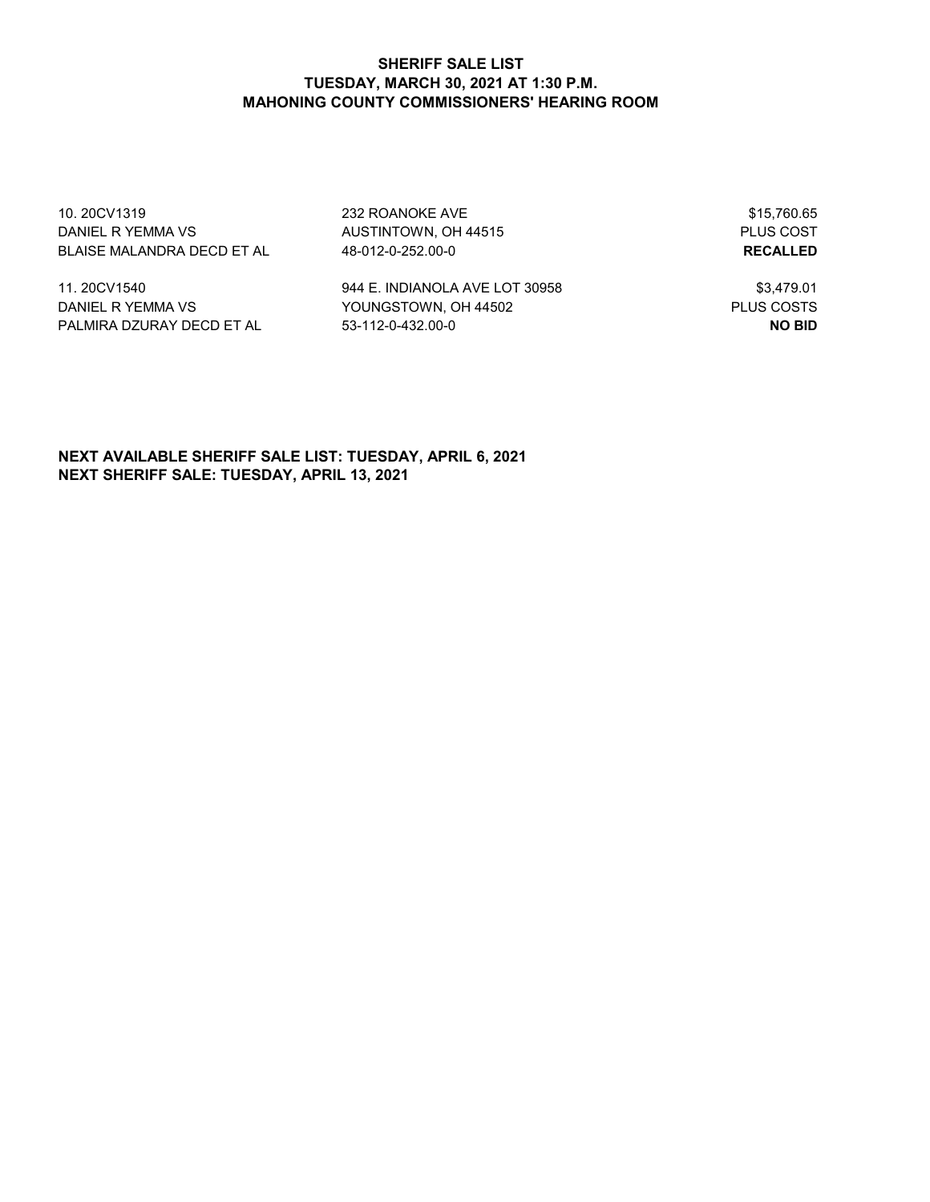**SHERIFF SALE LIST**
**TUESDAY, MARCH 30, 2021 AT 1:30 P.M.**
**MAHONING COUNTY COMMISSIONERS' HEARING ROOM**

| | | |
|---|---|---|
| 10. 20CV1319 | 232 ROANOKE AVE | $15,760.65 |
| DANIEL R YEMMA VS | AUSTINTOWN, OH 44515 | PLUS COST |
| BLAISE MALANDRA DECD ET AL | 48-012-0-252.00-0 | **RECALLED** |
| 11. 20CV1540 | 944 E. INDIANOLA AVE LOT 30958 | $3,479.01 |
| DANIEL R YEMMA VS | YOUNGSTOWN, OH 44502 | PLUS COSTS |
| PALMIRA DZURAY DECD ET AL | 53-112-0-432.00-0 | **NO BID** |

**NEXT AVAILABLE SHERIFF SALE LIST: TUESDAY, APRIL 6, 2021**
**NEXT SHERIFF SALE: TUESDAY, APRIL 13, 2021**